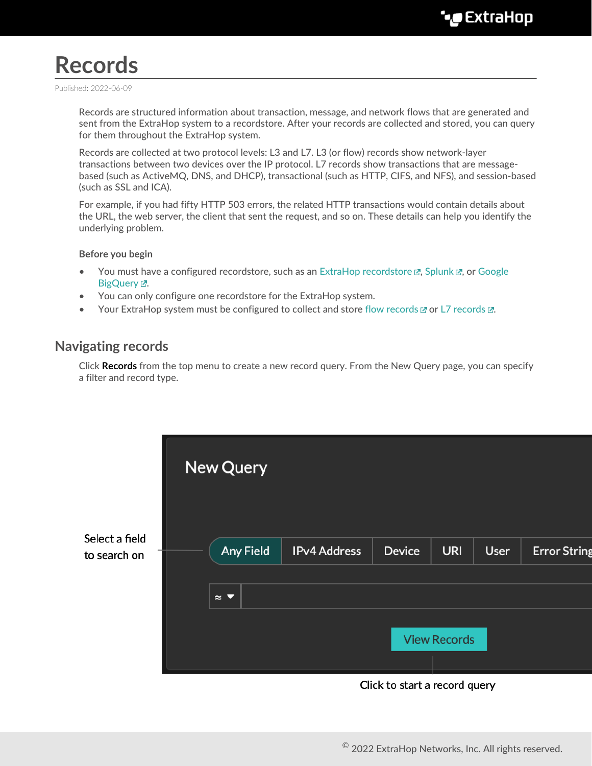# Records

Published: 2022-06-09

Records are structured information about transaction, message, and network flows that are generated and sent from the ExtraHop system to a recordstore. After your records are collected and stored, you can query for them throughout the ExtraHop system.

Records are collected at two protocol levels: L3 and L7. L3 (or flow) records show network-layer transactions between two devices over the IP protocol. L7 records show transactions that are message-based (such as ActiveMQ, DNS, and DHCP), transactional (such as HTTP, CIFS, and NFS), and session-based (such as SSL and ICA).

For example, if you had fifty HTTP 503 errors, the related HTTP transactions would contain details about the URL, the web server, the client that sent the request, and so on. These details can help you identify the underlying problem.

**Before you begin**

- You must have a configured recordstore, such as an ExtraHop recordstore, Splunk, or Google BigQuery.
- You can only configure one recordstore for the ExtraHop system.
- Your ExtraHop system must be configured to collect and store flow records or L7 records.

## Navigating records

Click **Records** from the top menu to create a new record query. From the New Query page, you can specify a filter and record type.

Select a field to search on

Click to start a record query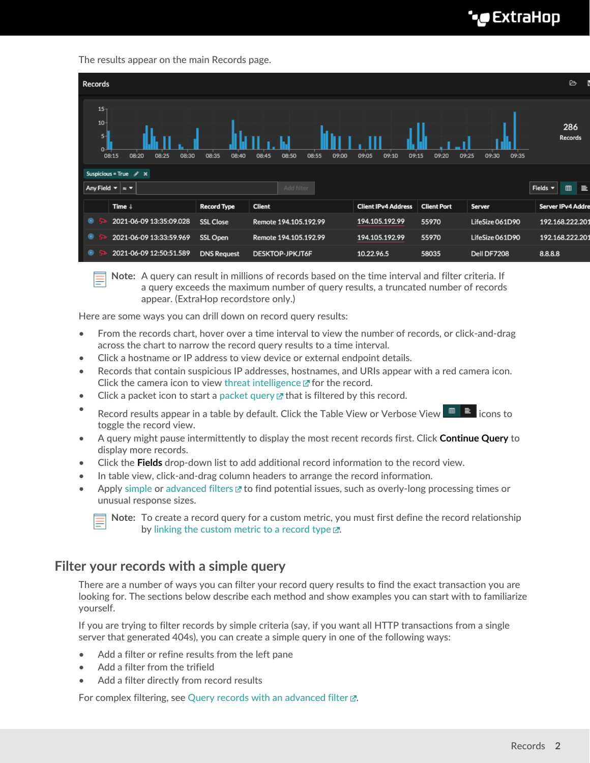The results appear on the main Records page.

> **Note:** A query can result in millions of records based on the time interval and filter criteria. If a query exceeds the maximum number of query results, a truncated number of records appear. (ExtraHop recordstore only.)

Here are some ways you can drill down on record query results:

- From the records chart, hover over a time interval to view the number of records, or click-and-drag across the chart to narrow the record query results to a time interval.
- Click a hostname or IP address to view device or external endpoint details.
- Records that contain suspicious IP addresses, hostnames, and URIs appear with a red camera icon. Click the camera icon to view threat intelligence for the record.
- Click a packet icon to start a packet query that is filtered by this record.
- Record results appear in a table by default. Click the Table View or Verbose View icons to toggle the record view.
- A query might pause intermittently to display the most recent records first. Click **Continue Query** to display more records.
- Click the **Fields** drop-down list to add additional record information to the record view.
- In table view, click-and-drag column headers to arrange the record information.
- Apply simple or advanced filters to find potential issues, such as overly-long processing times or unusual response sizes.

> **Note:** To create a record query for a custom metric, you must first define the record relationship by linking the custom metric to a record type.

## Filter your records with a simple query

There are a number of ways you can filter your record query results to find the exact transaction you are looking for. The sections below describe each method and show examples you can start with to familiarize yourself.

If you are trying to filter records by simple criteria (say, if you want all HTTP transactions from a single server that generated 404s), you can create a simple query in one of the following ways:

- Add a filter or refine results from the left pane
- Add a filter from the trifield
- Add a filter directly from record results

For complex filtering, see Query records with an advanced filter.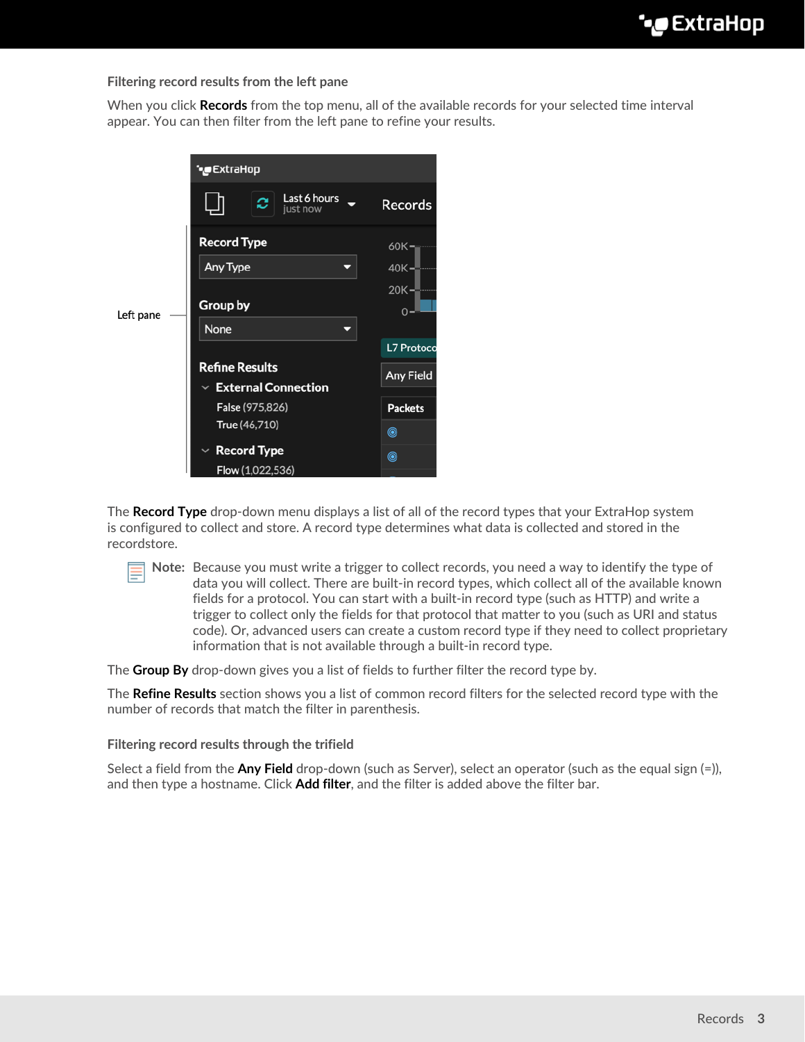### Filtering record results from the left pane

When you click **Records** from the top menu, all of the available records for your selected time interval appear. You can then filter from the left pane to refine your results.

The **Record Type** drop-down menu displays a list of all of the record types that your ExtraHop system is configured to collect and store. A record type determines what data is collected and stored in the recordstore.

> **Note:** Because you must write a trigger to collect records, you need a way to identify the type of data you will collect. There are built-in record types, which collect all of the available known fields for a protocol. You can start with a built-in record type (such as HTTP) and write a trigger to collect only the fields for that protocol that matter to you (such as URI and status code). Or, advanced users can create a custom record type if they need to collect proprietary information that is not available through a built-in record type.

The **Group By** drop-down gives you a list of fields to further filter the record type by.

The **Refine Results** section shows you a list of common record filters for the selected record type with the number of records that match the filter in parenthesis.

### Filtering record results through the trifield

Select a field from the **Any Field** drop-down (such as Server), select an operator (such as the equal sign (=)), and then type a hostname. Click **Add filter**, and the filter is added above the filter bar.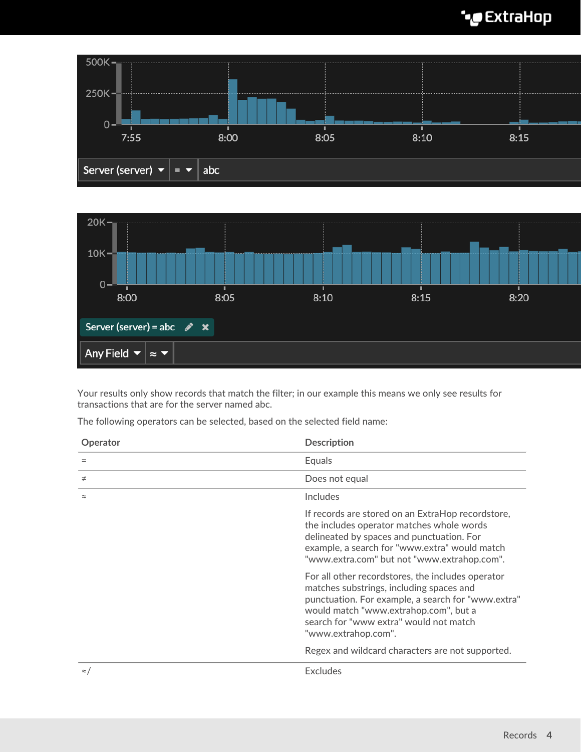Your results only show records that match the filter; in our example this means we only see results for transactions that are for the server named abc.

The following operators can be selected, based on the selected field name:

| Operator | Description |
| --- | --- |
| = | Equals |
| ≠ | Does not equal |
| ≈ | Includes<br><br>If records are stored on an ExtraHop recordstore, the includes operator matches whole words delineated by spaces and punctuation. For example, a search for "www.extra" would match "www.extra.com" but not "www.extrahop.com".<br><br>For all other recordstores, the includes operator matches substrings, including spaces and punctuation. For example, a search for "www.extra" would match "www.extrahop.com", but a search for "www extra" would not match "www.extrahop.com".<br><br>Regex and wildcard characters are not supported. |
| ≈/ | Excludes |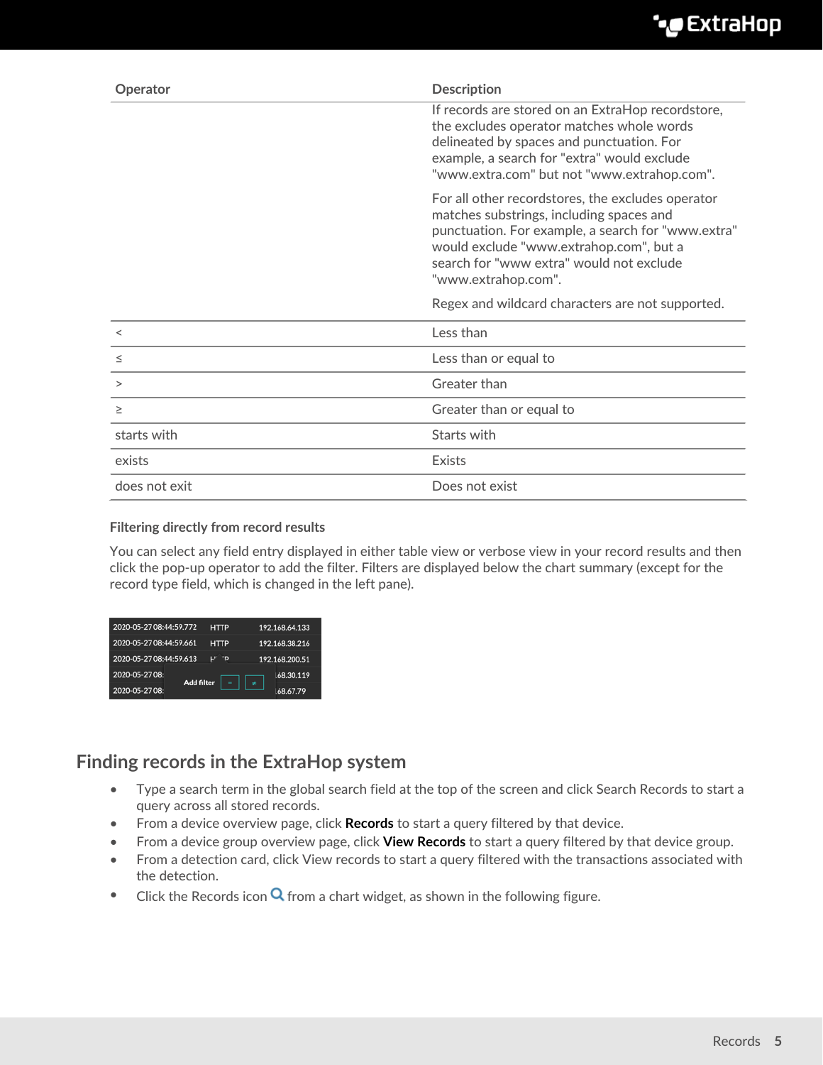| Operator | Description |
| --- | --- |
| | If records are stored on an ExtraHop recordstore, the excludes operator matches whole words delineated by spaces and punctuation. For example, a search for "extra" would exclude "www.extra.com" but not "www.extrahop.com".<br><br>For all other recordstores, the excludes operator matches substrings, including spaces and punctuation. For example, a search for "www.extra" would exclude "www.extrahop.com", but a search for "www extra" would not exclude "www.extrahop.com".<br><br>Regex and wildcard characters are not supported. |
| < | Less than |
| ≤ | Less than or equal to |
| > | Greater than |
| ≥ | Greater than or equal to |
| starts with | Starts with |
| exists | Exists |
| does not exit | Does not exist |

#### Filtering directly from record results

You can select any field entry displayed in either table view or verbose view in your record results and then click the pop-up operator to add the filter. Filters are displayed below the chart summary (except for the record type field, which is changed in the left pane).

## Finding records in the ExtraHop system

- Type a search term in the global search field at the top of the screen and click Search Records to start a query across all stored records.
- From a device overview page, click **Records** to start a query filtered by that device.
- From a device group overview page, click **View Records** to start a query filtered by that device group.
- From a detection card, click View records to start a query filtered with the transactions associated with the detection.
- Click the Records icon from a chart widget, as shown in the following figure.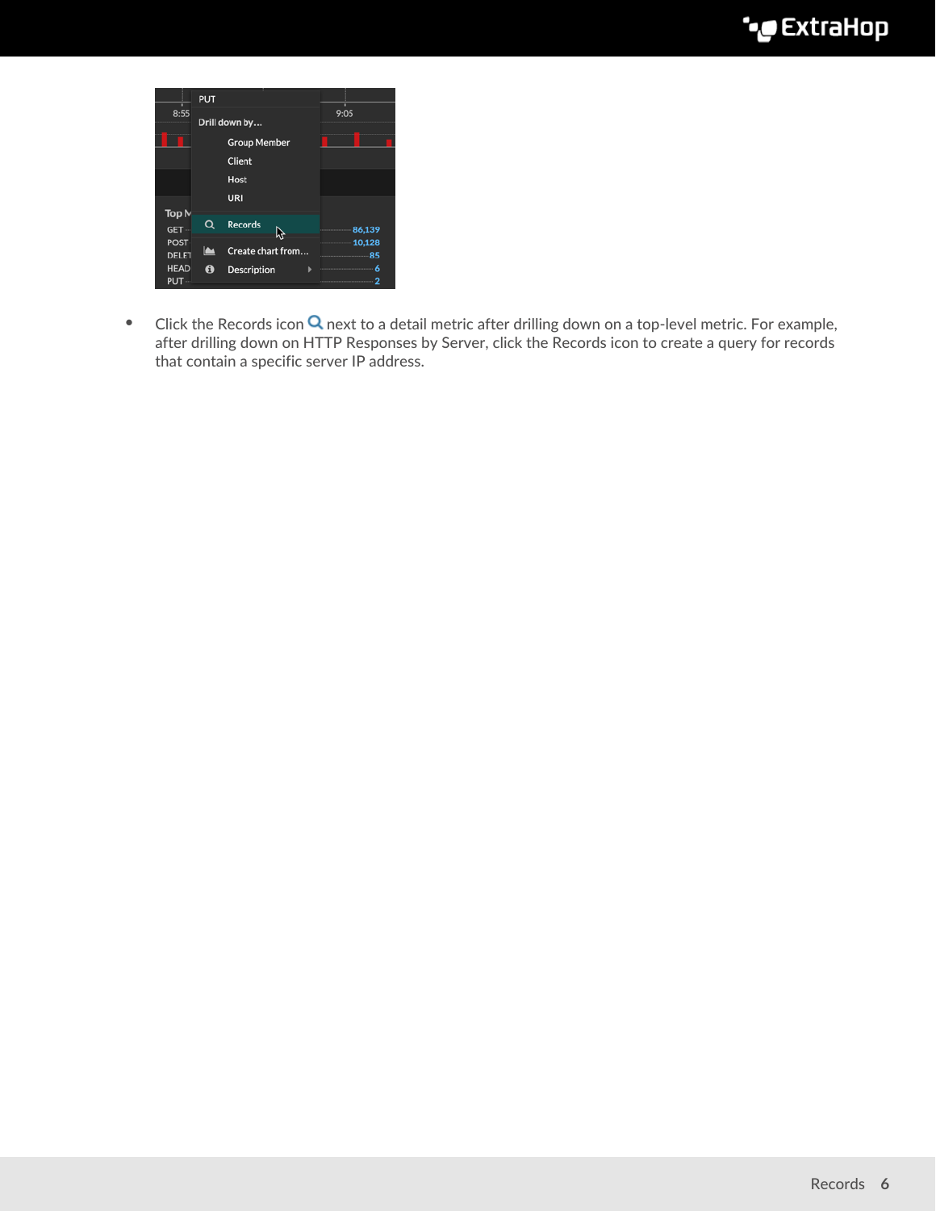- Click the Records icon next to a detail metric after drilling down on a top-level metric. For example, after drilling down on HTTP Responses by Server, click the Records icon to create a query for records that contain a specific server IP address.